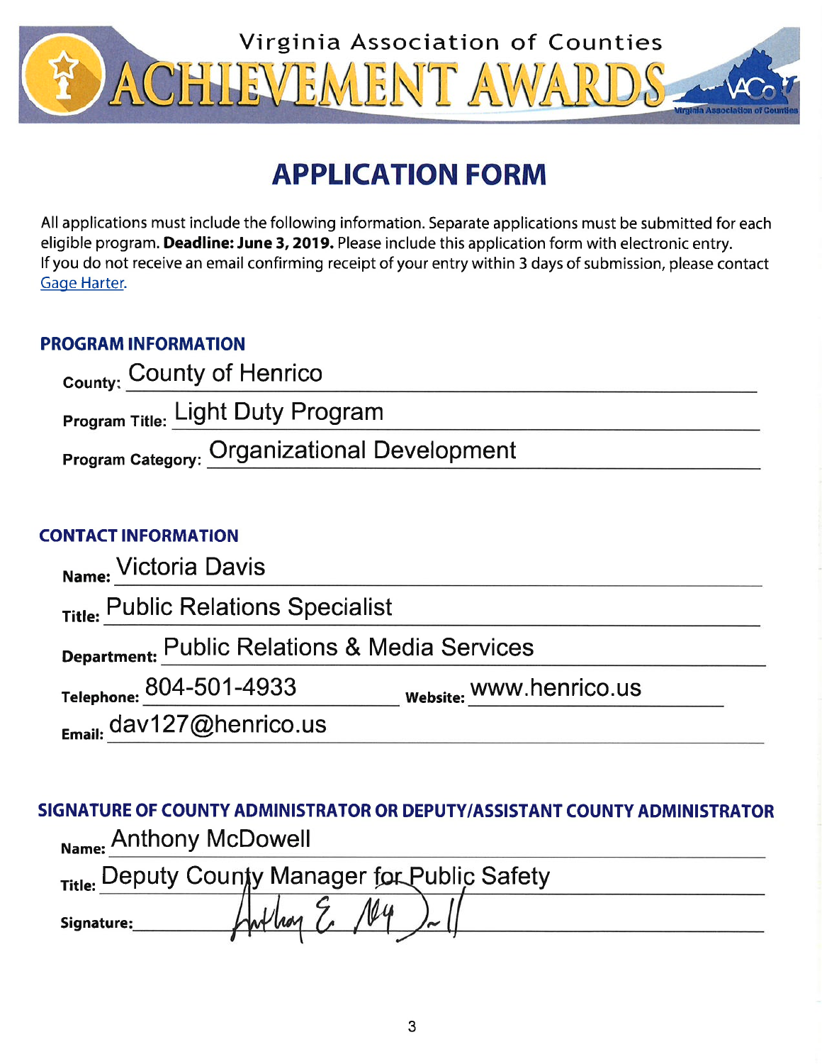# Virginia Association of Counties ACHIEVEMENT AWARDS

## APPLICATION FORM

All applications must include the following information. Separate applications must be submitted for each eligible program. **Deadline: June 3, 2019.** Please include this application form with electronic entry. If you do not receive an email confirming receipt of your entry within 3 days of submission, please contact Gage Harter.

### PROGRAM INFORMATION

**County:** County of Henrico

**Program Title:** Light Duty Program

**Program Category:** Organizational Development

### CONTACT INFORMATION

**Name:** Victoria Davis

**Title:** Public Relations Specialist

**Department:** Public Relations & Media Services

**Telephone:** 804-501-4933 **Website:** www.henrico.us

**Email:** dav127@henrico.us

### SIGNATURE OF COUNTY ADMINISTRATOR OR DEPUTY/ASSISTANT COUNTY ADMINISTRATOR

**Name:** Anthony McDowell

**Title:** Deputy County Manager for Public Safety

**Signature:** Anthony E. McDowell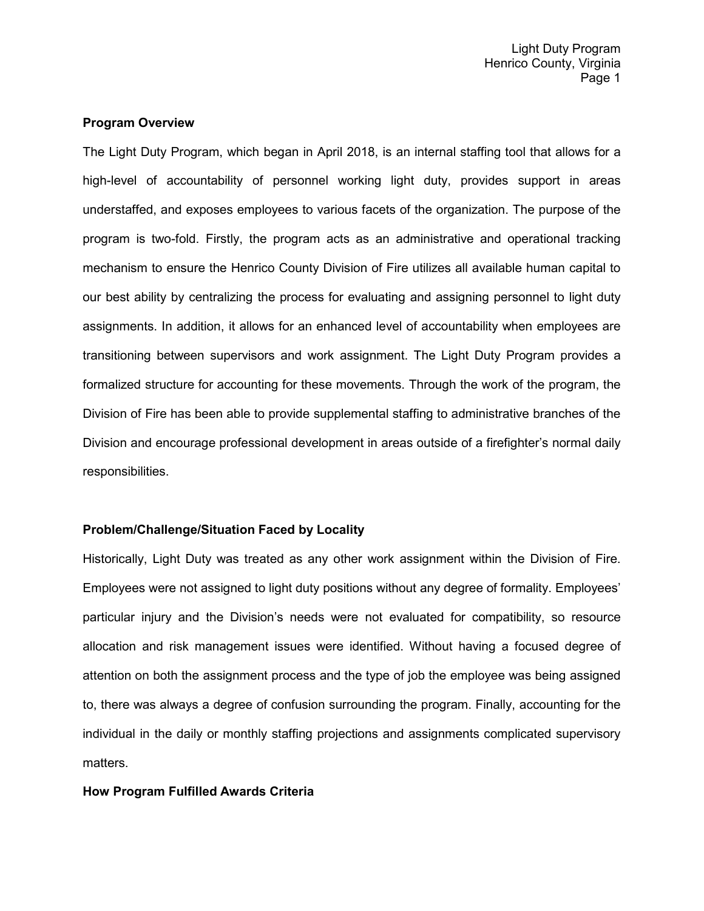**Program Overview**

The Light Duty Program, which began in April 2018, is an internal staffing tool that allows for a high-level of accountability of personnel working light duty, provides support in areas understaffed, and exposes employees to various facets of the organization. The purpose of the program is two-fold. Firstly, the program acts as an administrative and operational tracking mechanism to ensure the Henrico County Division of Fire utilizes all available human capital to our best ability by centralizing the process for evaluating and assigning personnel to light duty assignments. In addition, it allows for an enhanced level of accountability when employees are transitioning between supervisors and work assignment. The Light Duty Program provides a formalized structure for accounting for these movements. Through the work of the program, the Division of Fire has been able to provide supplemental staffing to administrative branches of the Division and encourage professional development in areas outside of a firefighter's normal daily responsibilities.

**Problem/Challenge/Situation Faced by Locality**

Historically, Light Duty was treated as any other work assignment within the Division of Fire. Employees were not assigned to light duty positions without any degree of formality. Employees' particular injury and the Division's needs were not evaluated for compatibility, so resource allocation and risk management issues were identified. Without having a focused degree of attention on both the assignment process and the type of job the employee was being assigned to, there was always a degree of confusion surrounding the program. Finally, accounting for the individual in the daily or monthly staffing projections and assignments complicated supervisory matters.

**How Program Fulfilled Awards Criteria**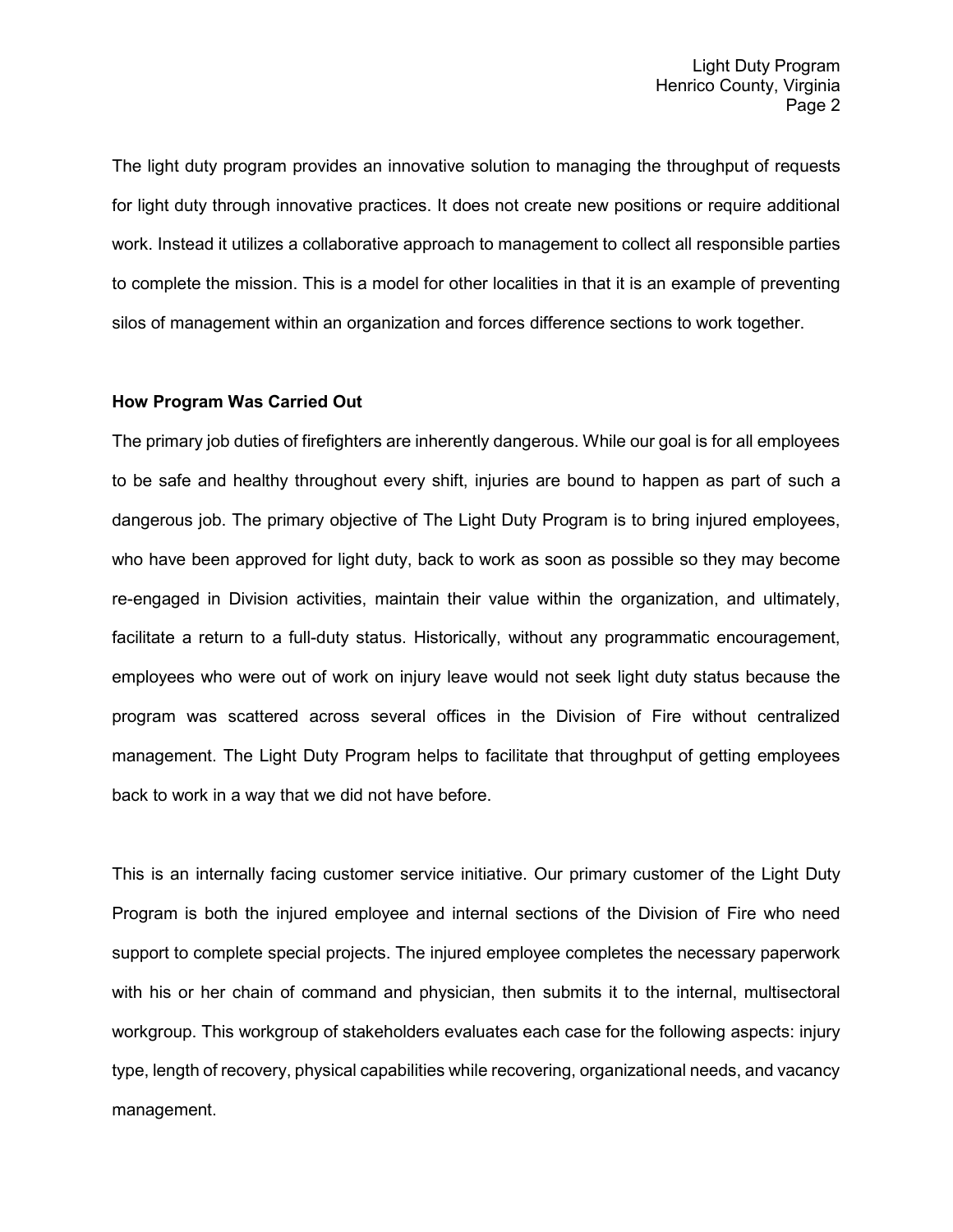The light duty program provides an innovative solution to managing the throughput of requests for light duty through innovative practices. It does not create new positions or require additional work. Instead it utilizes a collaborative approach to management to collect all responsible parties to complete the mission. This is a model for other localities in that it is an example of preventing silos of management within an organization and forces difference sections to work together.

**How Program Was Carried Out**

The primary job duties of firefighters are inherently dangerous. While our goal is for all employees to be safe and healthy throughout every shift, injuries are bound to happen as part of such a dangerous job. The primary objective of The Light Duty Program is to bring injured employees, who have been approved for light duty, back to work as soon as possible so they may become re-engaged in Division activities, maintain their value within the organization, and ultimately, facilitate a return to a full-duty status. Historically, without any programmatic encouragement, employees who were out of work on injury leave would not seek light duty status because the program was scattered across several offices in the Division of Fire without centralized management. The Light Duty Program helps to facilitate that throughput of getting employees back to work in a way that we did not have before.

This is an internally facing customer service initiative. Our primary customer of the Light Duty Program is both the injured employee and internal sections of the Division of Fire who need support to complete special projects. The injured employee completes the necessary paperwork with his or her chain of command and physician, then submits it to the internal, multisectoral workgroup. This workgroup of stakeholders evaluates each case for the following aspects: injury type, length of recovery, physical capabilities while recovering, organizational needs, and vacancy management.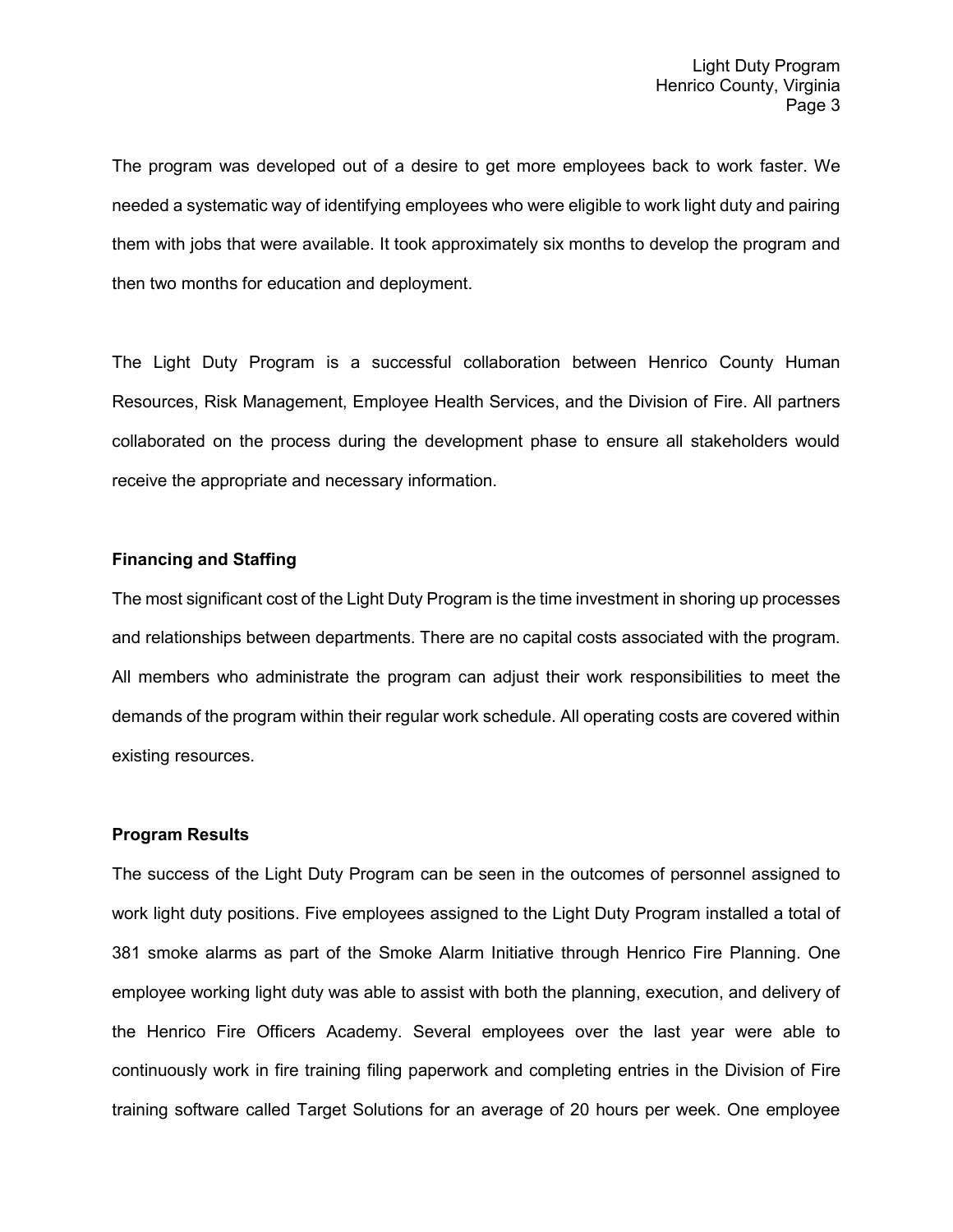The program was developed out of a desire to get more employees back to work faster. We needed a systematic way of identifying employees who were eligible to work light duty and pairing them with jobs that were available. It took approximately six months to develop the program and then two months for education and deployment.

The Light Duty Program is a successful collaboration between Henrico County Human Resources, Risk Management, Employee Health Services, and the Division of Fire. All partners collaborated on the process during the development phase to ensure all stakeholders would receive the appropriate and necessary information.

**Financing and Staffing**

The most significant cost of the Light Duty Program is the time investment in shoring up processes and relationships between departments. There are no capital costs associated with the program. All members who administrate the program can adjust their work responsibilities to meet the demands of the program within their regular work schedule. All operating costs are covered within existing resources.

**Program Results**

The success of the Light Duty Program can be seen in the outcomes of personnel assigned to work light duty positions. Five employees assigned to the Light Duty Program installed a total of 381 smoke alarms as part of the Smoke Alarm Initiative through Henrico Fire Planning. One employee working light duty was able to assist with both the planning, execution, and delivery of the Henrico Fire Officers Academy. Several employees over the last year were able to continuously work in fire training filing paperwork and completing entries in the Division of Fire training software called Target Solutions for an average of 20 hours per week. One employee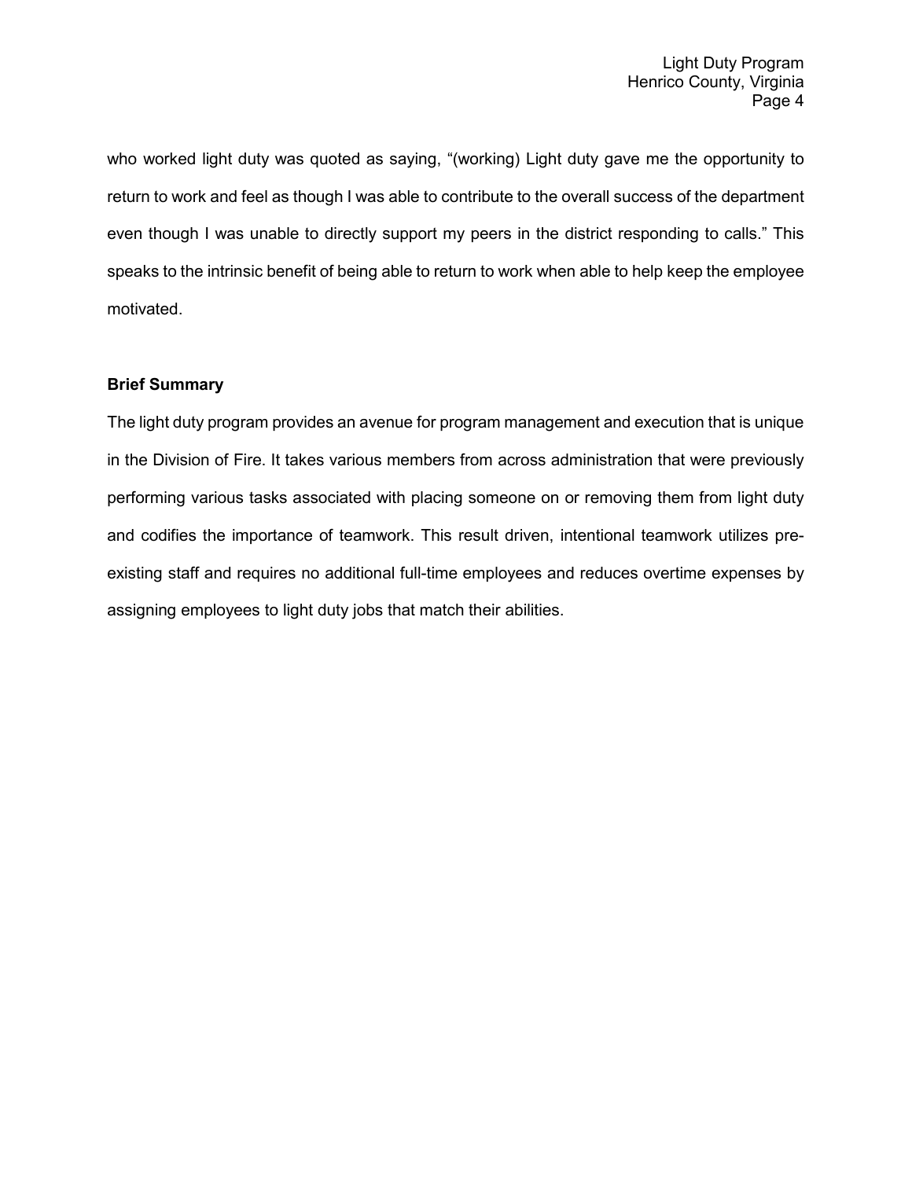who worked light duty was quoted as saying, "(working) Light duty gave me the opportunity to return to work and feel as though I was able to contribute to the overall success of the department even though I was unable to directly support my peers in the district responding to calls." This speaks to the intrinsic benefit of being able to return to work when able to help keep the employee motivated.

**Brief Summary**

The light duty program provides an avenue for program management and execution that is unique in the Division of Fire. It takes various members from across administration that were previously performing various tasks associated with placing someone on or removing them from light duty and codifies the importance of teamwork. This result driven, intentional teamwork utilizes pre-existing staff and requires no additional full-time employees and reduces overtime expenses by assigning employees to light duty jobs that match their abilities.